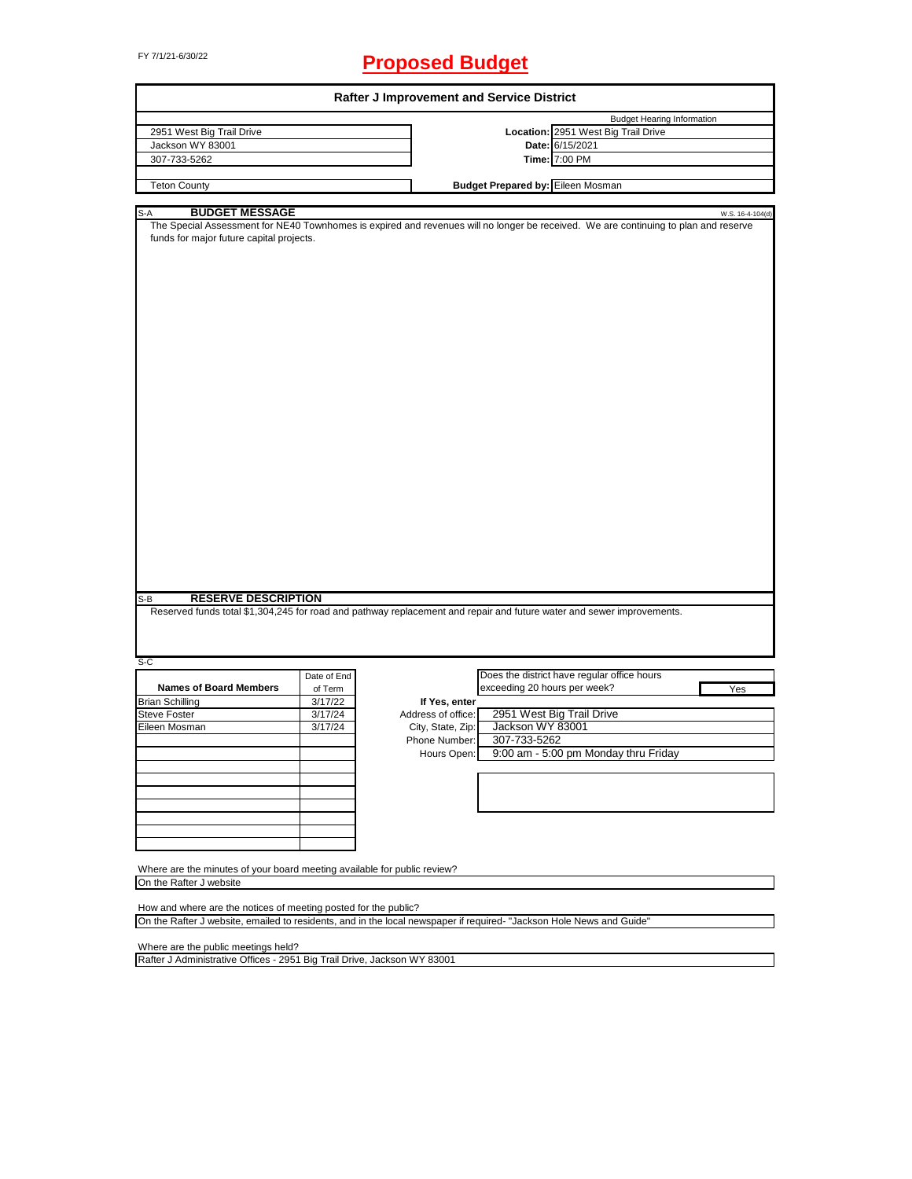FY 7/1/21-6/30/22

# Proposed Budget

## Rafter J Improvement and Service District

| | | |
|---|---|---|
| 2951 West Big Trail Drive | | Budget Hearing Information |
| Jackson WY 83001 | **Location:** | 2951 West Big Trail Drive |
| 307-733-5262 | **Date:** | 6/15/2021 |
| | **Time:** | 7:00 PM |
| Teton County | **Budget Prepared by:** | Eileen Mosman |

### S-A BUDGET MESSAGE

W.S. 16-4-104(d)

The Special Assessment for NE40 Townhomes is expired and revenues will no longer be received. We are continuing to plan and reserve funds for major future capital projects.

### S-B RESERVE DESCRIPTION

Reserved funds total $1,304,245 for road and pathway replacement and repair and future water and sewer improvements.

### S-C

| Names of Board Members | Date of End of Term |
|---|---|
| Brian Schilling | 3/17/22 |
| Steve Foster | 3/17/24 |
| Eileen Mosman | 3/17/24 |

Does the district have regular office hours exceeding 20 hours per week? **Yes**

**If Yes, enter**

| | |
|---|---|
| Address of office: | 2951 West Big Trail Drive |
| City, State, Zip: | Jackson WY 83001 |
| Phone Number: | 307-733-5262 |
| Hours Open: | 9:00 am - 5:00 pm Monday thru Friday |

Where are the minutes of your board meeting available for public review?

On the Rafter J website

How and where are the notices of meeting posted for the public?

On the Rafter J website, emailed to residents, and in the local newspaper if required- "Jackson Hole News and Guide"

Where are the public meetings held?

Rafter J Administrative Offices - 2951 Big Trail Drive, Jackson WY 83001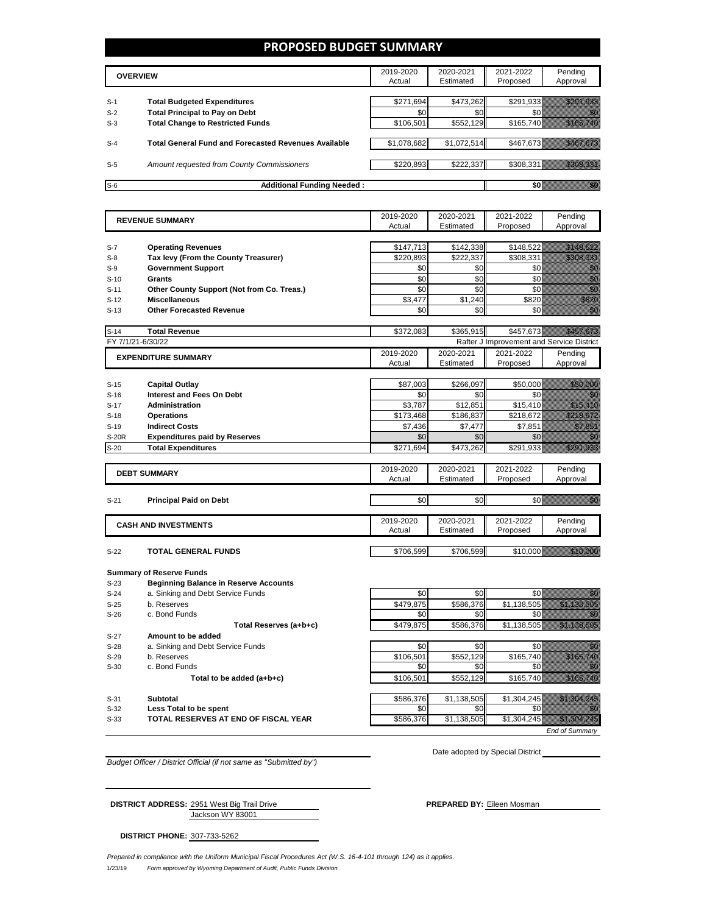# PROPOSED BUDGET SUMMARY

| | OVERVIEW | 2019-2020 Actual | 2020-2021 Estimated | 2021-2022 Proposed | Pending Approval |
|---|---|---|---|---|---|
| S-1 | **Total Budgeted Expenditures** | $271,694 | $473,262 | $291,933 | $291,933 |
| S-2 | **Total Principal to Pay on Debt** | $0 | $0 | $0 | $0 |
| S-3 | **Total Change to Restricted Funds** | $106,501 | $552,129 | $165,740 | $165,740 |
| S-4 | **Total General Fund and Forecasted Revenues Available** | $1,078,682 | $1,072,514 | $467,673 | $467,673 |
| S-5 | *Amount requested from County Commissioners* | $220,893 | $222,337 | $308,331 | $308,331 |
| S-6 | **Additional Funding Needed :** | | | $0 | $0 |

| | REVENUE SUMMARY | 2019-2020 Actual | 2020-2021 Estimated | 2021-2022 Proposed | Pending Approval |
|---|---|---|---|---|---|
| S-7 | **Operating Revenues** | $147,713 | $142,338 | $148,522 | $148,522 |
| S-8 | **Tax levy (From the County Treasurer)** | $220,893 | $222,337 | $308,331 | $308,331 |
| S-9 | **Government Support** | $0 | $0 | $0 | $0 |
| S-10 | **Grants** | $0 | $0 | $0 | $0 |
| S-11 | **Other County Support (Not from Co. Treas.)** | $0 | $0 | $0 | $0 |
| S-12 | **Miscellaneous** | $3,477 | $1,240 | $820 | $820 |
| S-13 | **Other Forecasted Revenue** | $0 | $0 | $0 | $0 |
| S-14 | **Total Revenue** | $372,083 | $365,915 | $457,673 | $457,673 |

FY 7/1/21-6/30/22 — Rafter J Improvement and Service District

| | EXPENDITURE SUMMARY | 2019-2020 Actual | 2020-2021 Estimated | 2021-2022 Proposed | Pending Approval |
|---|---|---|---|---|---|
| S-15 | **Capital Outlay** | $87,003 | $266,097 | $50,000 | $50,000 |
| S-16 | **Interest and Fees On Debt** | $0 | $0 | $0 | $0 |
| S-17 | **Administration** | $3,787 | $12,851 | $15,410 | $15,410 |
| S-18 | **Operations** | $173,468 | $186,837 | $218,672 | $218,672 |
| S-19 | **Indirect Costs** | $7,436 | $7,477 | $7,851 | $7,851 |
| S-20R | **Expenditures paid by Reserves** | $0 | $0 | $0 | $0 |
| S-20 | **Total Expenditures** | $271,694 | $473,262 | $291,933 | $291,933 |

| | DEBT SUMMARY | 2019-2020 Actual | 2020-2021 Estimated | 2021-2022 Proposed | Pending Approval |
|---|---|---|---|---|---|
| S-21 | **Principal Paid on Debt** | $0 | $0 | $0 | $0 |

| | CASH AND INVESTMENTS | 2019-2020 Actual | 2020-2021 Estimated | 2021-2022 Proposed | Pending Approval |
|---|---|---|---|---|---|
| S-22 | **TOTAL GENERAL FUNDS** | $706,599 | $706,599 | $10,000 | $10,000 |

**Summary of Reserve Funds**

| | | 2019-2020 Actual | 2020-2021 Estimated | 2021-2022 Proposed | Pending Approval |
|---|---|---|---|---|---|
| S-23 | **Beginning Balance in Reserve Accounts** | | | | |
| S-24 | a. Sinking and Debt Service Funds | $0 | $0 | $0 | $0 |
| S-25 | b. Reserves | $479,875 | $586,376 | $1,138,505 | $1,138,505 |
| S-26 | c. Bond Funds | $0 | $0 | $0 | $0 |
| | **Total Reserves (a+b+c)** | $479,875 | $586,376 | $1,138,505 | $1,138,505 |
| S-27 | **Amount to be added** | | | | |
| S-28 | a. Sinking and Debt Service Funds | $0 | $0 | $0 | $0 |
| S-29 | b. Reserves | $106,501 | $552,129 | $165,740 | $165,740 |
| S-30 | c. Bond Funds | $0 | $0 | $0 | $0 |
| | **Total to be added (a+b+c)** | $106,501 | $552,129 | $165,740 | $165,740 |
| S-31 | **Subtotal** | $586,376 | $1,138,505 | $1,304,245 | $1,304,245 |
| S-32 | **Less Total to be spent** | $0 | $0 | $0 | $0 |
| S-33 | **TOTAL RESERVES AT END OF FISCAL YEAR** | $586,376 | $1,138,505 | $1,304,245 | $1,304,245 |

*End of Summary*

*Budget Officer / District Official (if not same as "Submitted by")*

Date adopted by Special District

**DISTRICT ADDRESS:** 2951 West Big Trail Drive
Jackson WY 83001

**PREPARED BY:** Eileen Mosman

**DISTRICT PHONE:** 307-733-5262

*Prepared in compliance with the Uniform Municipal Fiscal Procedures Act (W.S. 16-4-101 through 124) as it applies.*

1/23/19 *Form approved by Wyoming Department of Audit, Public Funds Division*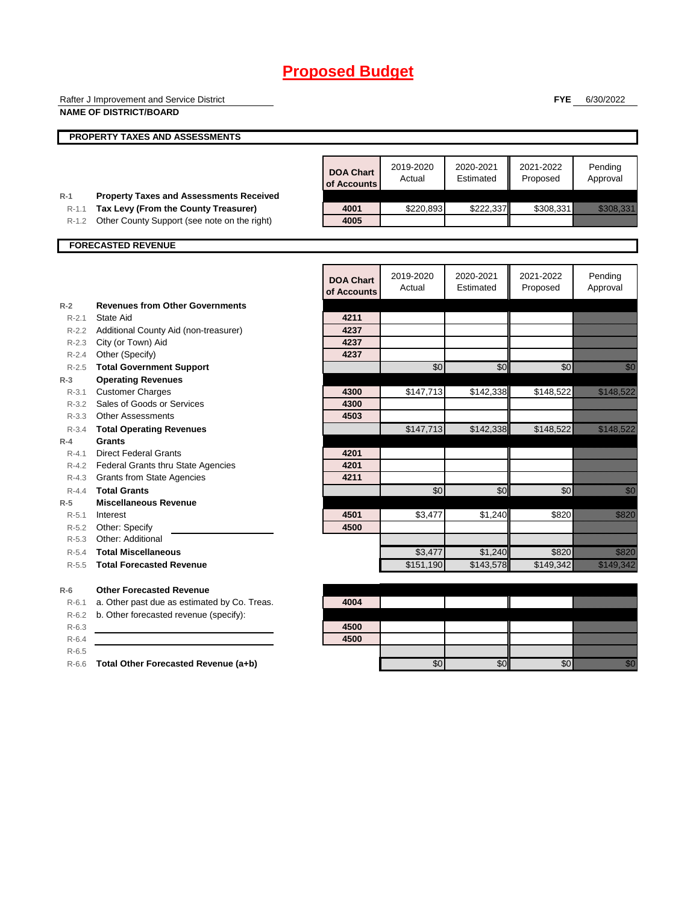# Proposed Budget

Rafter J Improvement and Service District
**NAME OF DISTRICT/BOARD**

**FYE** 6/30/2022

## PROPERTY TAXES AND ASSESSMENTS

| | | DOA Chart of Accounts | 2019-2020 Actual | 2020-2021 Estimated | 2021-2022 Proposed | Pending Approval |
|---|---|---|---|---|---|---|
| R-1 | **Property Taxes and Assessments Received** | | | | | |
| R-1.1 | **Tax Levy (From the County Treasurer)** | 4001 | $220,893 | $222,337 | $308,331 | $308,331 |
| R-1.2 | Other County Support (see note on the right) | 4005 | | | | |

## FORECASTED REVENUE

| | | DOA Chart of Accounts | 2019-2020 Actual | 2020-2021 Estimated | 2021-2022 Proposed | Pending Approval |
|---|---|---|---|---|---|---|
| R-2 | **Revenues from Other Governments** | | | | | |
| R-2.1 | State Aid | 4211 | | | | |
| R-2.2 | Additional County Aid (non-treasurer) | 4237 | | | | |
| R-2.3 | City (or Town) Aid | 4237 | | | | |
| R-2.4 | Other (Specify) | 4237 | | | | |
| R-2.5 | **Total Government Support** | | $0 | $0 | $0 | $0 |
| R-3 | **Operating Revenues** | | | | | |
| R-3.1 | Customer Charges | 4300 | $147,713 | $142,338 | $148,522 | $148,522 |
| R-3.2 | Sales of Goods or Services | 4300 | | | | |
| R-3.3 | Other Assessments | 4503 | | | | |
| R-3.4 | **Total Operating Revenues** | | $147,713 | $142,338 | $148,522 | $148,522 |
| R-4 | **Grants** | | | | | |
| R-4.1 | Direct Federal Grants | 4201 | | | | |
| R-4.2 | Federal Grants thru State Agencies | 4201 | | | | |
| R-4.3 | Grants from State Agencies | 4211 | | | | |
| R-4.4 | **Total Grants** | | $0 | $0 | $0 | $0 |
| R-5 | **Miscellaneous Revenue** | | | | | |
| R-5.1 | Interest | 4501 | $3,477 | $1,240 | $820 | $820 |
| R-5.2 | Other: Specify | 4500 | | | | |
| R-5.3 | Other: Additional | | | | | |
| R-5.4 | **Total Miscellaneous** | | $3,477 | $1,240 | $820 | $820 |
| R-5.5 | **Total Forecasted Revenue** | | $151,190 | $143,578 | $149,342 | $149,342 |
| R-6 | **Other Forecasted Revenue** | | | | | |
| R-6.1 | a. Other past due as estimated by Co. Treas. | 4004 | | | | |
| R-6.2 | b. Other forecasted revenue (specify): | | | | | |
| R-6.3 | | 4500 | | | | |
| R-6.4 | | 4500 | | | | |
| R-6.5 | | | | | | |
| R-6.6 | **Total Other Forecasted Revenue (a+b)** | | $0 | $0 | $0 | $0 |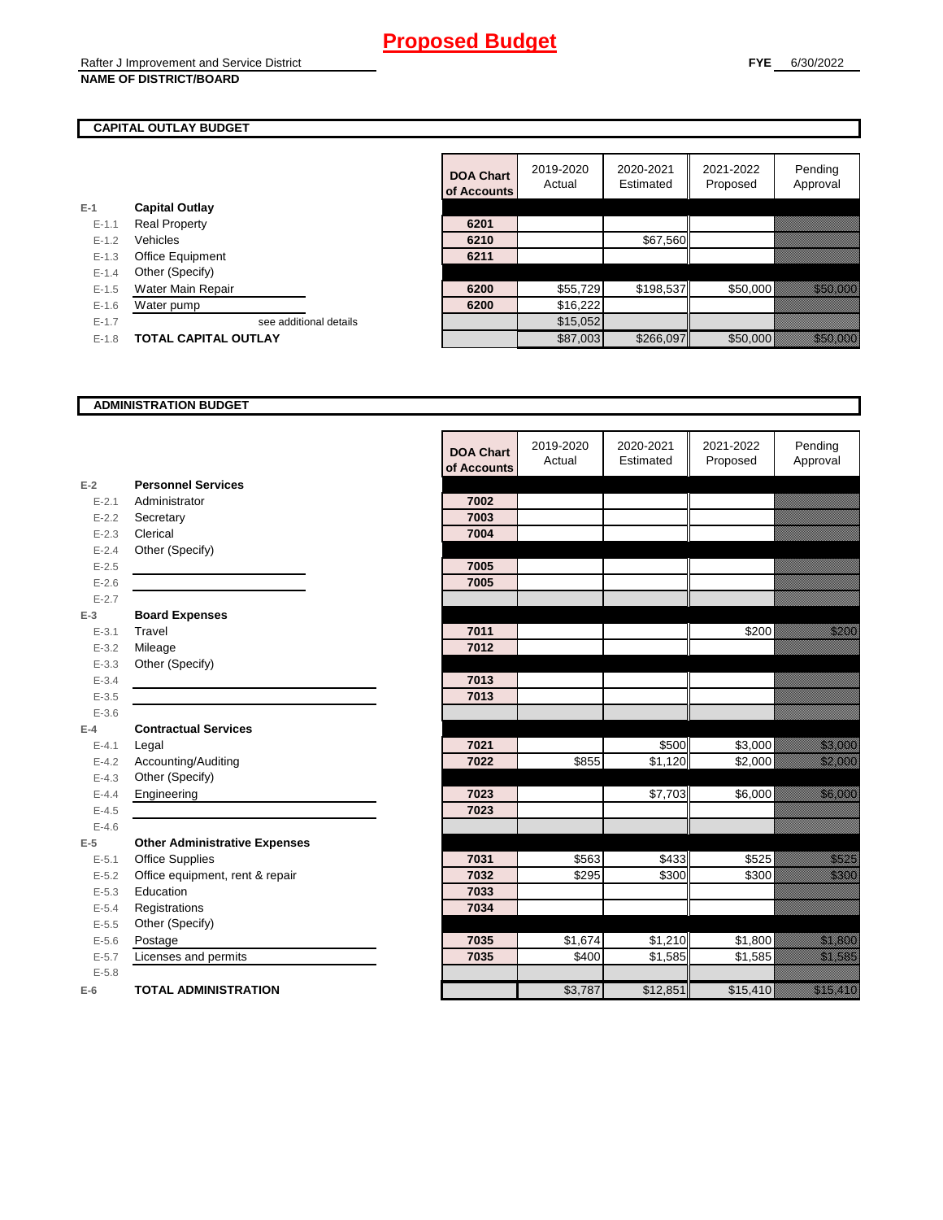# Proposed Budget

Rafter J Improvement and Service District
**NAME OF DISTRICT/BOARD**

**FYE** 6/30/2022

## CAPITAL OUTLAY BUDGET

| | | DOA Chart of Accounts | 2019-2020 Actual | 2020-2021 Estimated | 2021-2022 Proposed | Pending Approval |
|---|---|---|---|---|---|---|
| E-1 | **Capital Outlay** | | | | | |
| E-1.1 | Real Property | 6201 | | | | |
| E-1.2 | Vehicles | 6210 | | $67,560 | | |
| E-1.3 | Office Equipment | 6211 | | | | |
| E-1.4 | Other (Specify) | | | | | |
| E-1.5 | Water Main Repair | 6200 | $55,729 | $198,537 | $50,000 | $50,000 |
| E-1.6 | Water pump | 6200 | $16,222 | | | |
| E-1.7 | see additional details | | $15,052 | | | |
| E-1.8 | **TOTAL CAPITAL OUTLAY** | | $87,003 | $266,097 | $50,000 | $50,000 |

## ADMINISTRATION BUDGET

| | | DOA Chart of Accounts | 2019-2020 Actual | 2020-2021 Estimated | 2021-2022 Proposed | Pending Approval |
|---|---|---|---|---|---|---|
| E-2 | **Personnel Services** | | | | | |
| E-2.1 | Administrator | 7002 | | | | |
| E-2.2 | Secretary | 7003 | | | | |
| E-2.3 | Clerical | 7004 | | | | |
| E-2.4 | Other (Specify) | | | | | |
| E-2.5 | | 7005 | | | | |
| E-2.6 | | 7005 | | | | |
| E-2.7 | | | | | | |
| E-3 | **Board Expenses** | | | | | |
| E-3.1 | Travel | 7011 | | | $200 | $200 |
| E-3.2 | Mileage | 7012 | | | | |
| E-3.3 | Other (Specify) | | | | | |
| E-3.4 | | 7013 | | | | |
| E-3.5 | | 7013 | | | | |
| E-3.6 | | | | | | |
| E-4 | **Contractual Services** | | | | | |
| E-4.1 | Legal | 7021 | | $500 | $3,000 | $3,000 |
| E-4.2 | Accounting/Auditing | 7022 | $855 | $1,120 | $2,000 | $2,000 |
| E-4.3 | Other (Specify) | | | | | |
| E-4.4 | Engineering | 7023 | | $7,703 | $6,000 | $6,000 |
| E-4.5 | | 7023 | | | | |
| E-4.6 | | | | | | |
| E-5 | **Other Administrative Expenses** | | | | | |
| E-5.1 | Office Supplies | 7031 | $563 | $433 | $525 | $525 |
| E-5.2 | Office equipment, rent & repair | 7032 | $295 | $300 | $300 | $300 |
| E-5.3 | Education | 7033 | | | | |
| E-5.4 | Registrations | 7034 | | | | |
| E-5.5 | Other (Specify) | | | | | |
| E-5.6 | Postage | 7035 | $1,674 | $1,210 | $1,800 | $1,800 |
| E-5.7 | Licenses and permits | 7035 | $400 | $1,585 | $1,585 | $1,585 |
| E-5.8 | | | | | | |
| E-6 | **TOTAL ADMINISTRATION** | | $3,787 | $12,851 | $15,410 | $15,410 |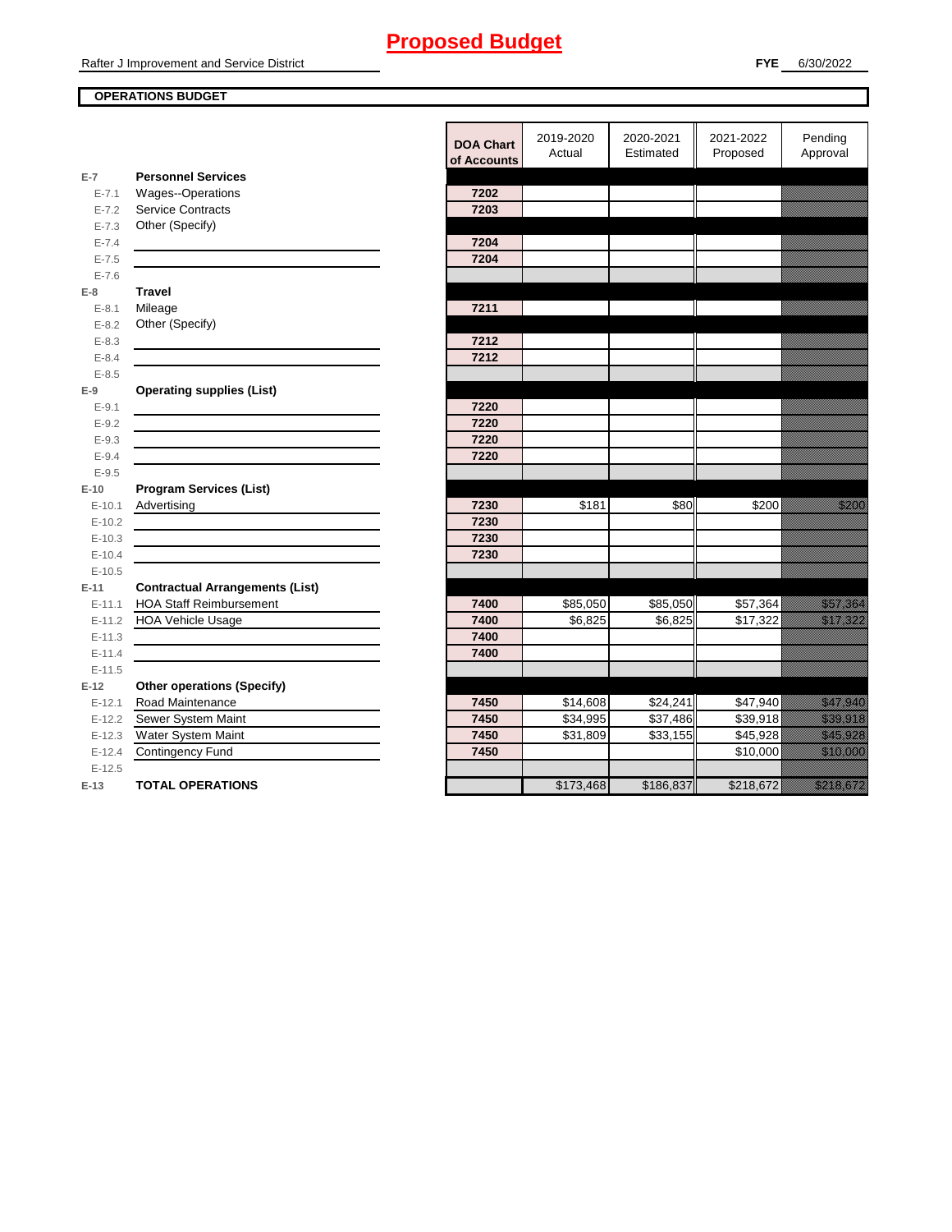# Proposed Budget

Rafter J Improvement and Service District

**FYE** 6/30/2022

**OPERATIONS BUDGET**

| | | DOA Chart of Accounts | 2019-2020 Actual | 2020-2021 Estimated | 2021-2022 Proposed | Pending Approval |
|---|---|---|---|---|---|---|
| E-7 | **Personnel Services** | | | | | |
| E-7.1 | Wages--Operations | 7202 | | | | |
| E-7.2 | Service Contracts | 7203 | | | | |
| E-7.3 | Other (Specify) | | | | | |
| E-7.4 | | 7204 | | | | |
| E-7.5 | | 7204 | | | | |
| E-7.6 | | | | | | |
| E-8 | **Travel** | | | | | |
| E-8.1 | Mileage | 7211 | | | | |
| E-8.2 | Other (Specify) | | | | | |
| E-8.3 | | 7212 | | | | |
| E-8.4 | | 7212 | | | | |
| E-8.5 | | | | | | |
| E-9 | **Operating supplies (List)** | | | | | |
| E-9.1 | | 7220 | | | | |
| E-9.2 | | 7220 | | | | |
| E-9.3 | | 7220 | | | | |
| E-9.4 | | 7220 | | | | |
| E-9.5 | | | | | | |
| E-10 | **Program Services (List)** | | | | | |
| E-10.1 | Advertising | 7230 | $181 | $80 | $200 | $200 |
| E-10.2 | | 7230 | | | | |
| E-10.3 | | 7230 | | | | |
| E-10.4 | | 7230 | | | | |
| E-10.5 | | | | | | |
| E-11 | **Contractual Arrangements (List)** | | | | | |
| E-11.1 | HOA Staff Reimbursement | 7400 | $85,050 | $85,050 | $57,364 | $57,364 |
| E-11.2 | HOA Vehicle Usage | 7400 | $6,825 | $6,825 | $17,322 | $17,322 |
| E-11.3 | | 7400 | | | | |
| E-11.4 | | 7400 | | | | |
| E-11.5 | | | | | | |
| E-12 | **Other operations (Specify)** | | | | | |
| E-12.1 | Road Maintenance | 7450 | $14,608 | $24,241 | $47,940 | $47,940 |
| E-12.2 | Sewer System Maint | 7450 | $34,995 | $37,486 | $39,918 | $39,918 |
| E-12.3 | Water System Maint | 7450 | $31,809 | $33,155 | $45,928 | $45,928 |
| E-12.4 | Contingency Fund | 7450 | | | $10,000 | $10,000 |
| E-12.5 | | | | | | |
| E-13 | **TOTAL OPERATIONS** | | $173,468 | $186,837 | $218,672 | $218,672 |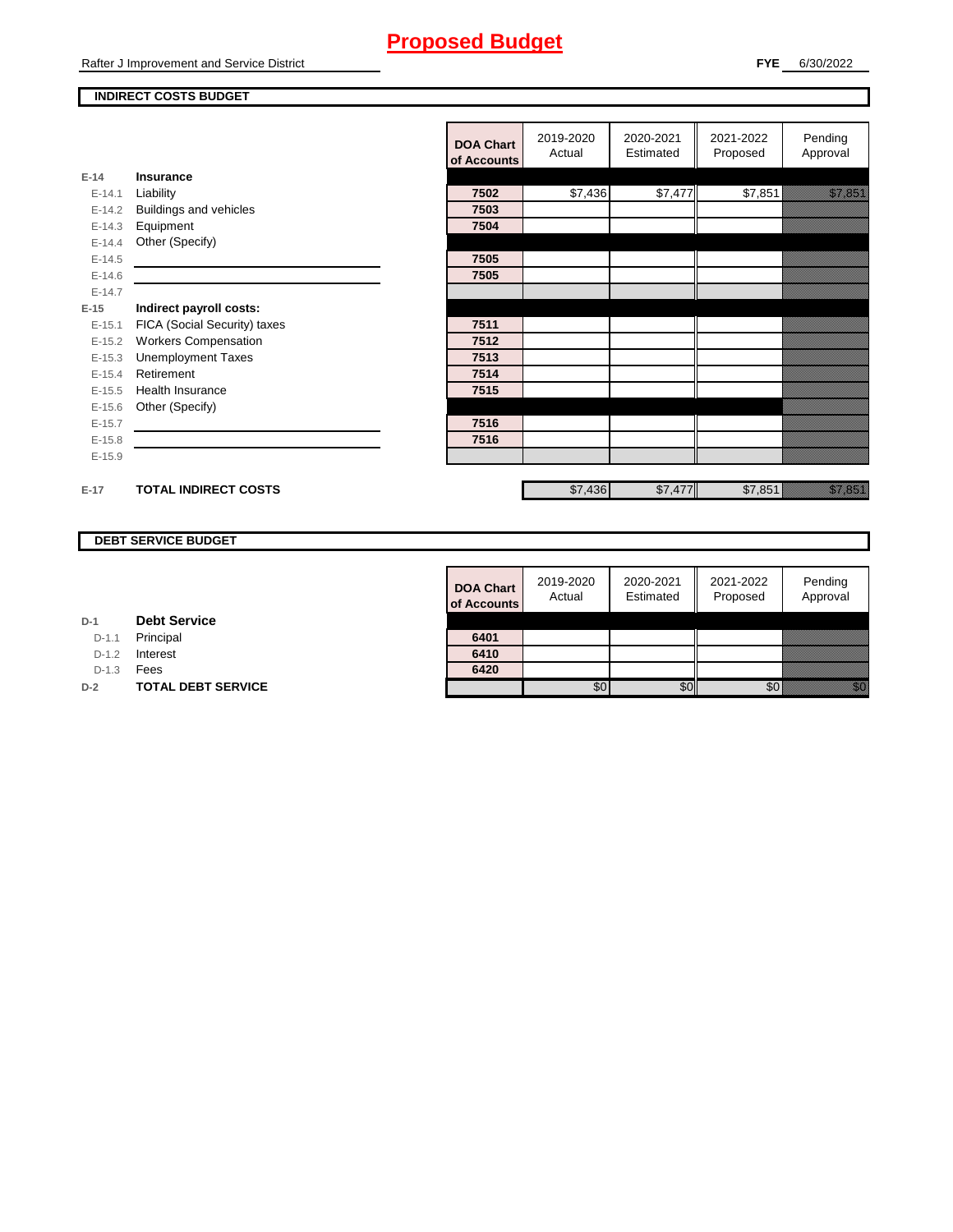# Proposed Budget

Rafter J Improvement and Service District

**FYE** 6/30/2022

## INDIRECT COSTS BUDGET

| | | DOA Chart of Accounts | 2019-2020 Actual | 2020-2021 Estimated | 2021-2022 Proposed | Pending Approval |
|---|---|---|---|---|---|---|
| E-14 | **Insurance** | | | | | |
| E-14.1 | Liability | 7502 | $7,436 | $7,477 | $7,851 | $7,851 |
| E-14.2 | Buildings and vehicles | 7503 | | | | |
| E-14.3 | Equipment | 7504 | | | | |
| E-14.4 | Other (Specify) | | | | | |
| E-14.5 | | 7505 | | | | |
| E-14.6 | | 7505 | | | | |
| E-14.7 | | | | | | |
| E-15 | **Indirect payroll costs:** | | | | | |
| E-15.1 | FICA (Social Security) taxes | 7511 | | | | |
| E-15.2 | Workers Compensation | 7512 | | | | |
| E-15.3 | Unemployment Taxes | 7513 | | | | |
| E-15.4 | Retirement | 7514 | | | | |
| E-15.5 | Health Insurance | 7515 | | | | |
| E-15.6 | Other (Specify) | | | | | |
| E-15.7 | | 7516 | | | | |
| E-15.8 | | 7516 | | | | |
| E-15.9 | | | | | | |
| E-17 | **TOTAL INDIRECT COSTS** | | $7,436 | $7,477 | $7,851 | $7,851 |

## DEBT SERVICE BUDGET

| | | DOA Chart of Accounts | 2019-2020 Actual | 2020-2021 Estimated | 2021-2022 Proposed | Pending Approval |
|---|---|---|---|---|---|---|
| D-1 | **Debt Service** | | | | | |
| D-1.1 | Principal | 6401 | | | | |
| D-1.2 | Interest | 6410 | | | | |
| D-1.3 | Fees | 6420 | | | | |
| D-2 | **TOTAL DEBT SERVICE** | | $0 | $0 | $0 | $0 |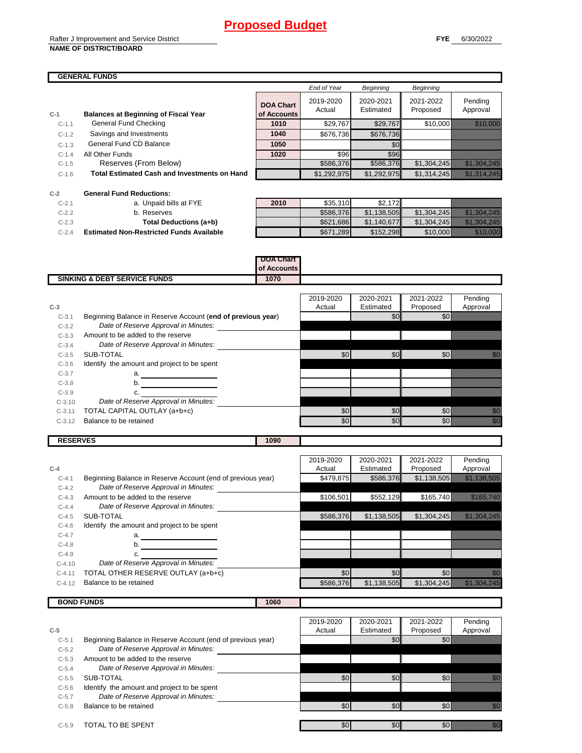# Proposed Budget

Rafter J Improvement and Service District
**NAME OF DISTRICT/BOARD**

**FYE** 6/30/2022

## GENERAL FUNDS

| | | DOA Chart of Accounts | End of Year<br>2019-2020 Actual | Beginning<br>2020-2021 Estimated | Beginning<br>2021-2022 Proposed | Pending Approval |
|---|---|---|---|---|---|---|
| **C-1** | **Balances at Beginning of Fiscal Year** | | | | | |
| C-1.1 | General Fund Checking | **1010** | $29,767 | $29,767 | $10,000 | $10,000 |
| C-1.2 | Savings and Investments | **1040** | $676,736 | $676,736 | | |
| C-1.3 | General Fund CD Balance | **1050** | | $0 | | |
| C-1.4 | All Other Funds | **1020** | $96 | $96 | | |
| C-1.5 | Reserves (From Below) | | $586,376 | $586,376 | $1,304,245 | $1,304,245 |
| C-1.6 | **Total Estimated Cash and Investments on Hand** | | $1,292,975 | $1,292,975 | $1,314,245 | $1,314,245 |
| **C-2** | **General Fund Reductions:** | | | | | |
| C-2.1 | a. Unpaid bills at FYE | **2010** | $35,310 | $2,172 | | |
| C-2.2 | b. Reserves | | $586,376 | $1,138,505 | $1,304,245 | $1,304,245 |
| C-2.3 | **Total Deductions (a+b)** | | $621,686 | $1,140,677 | $1,304,245 | $1,304,245 |
| C-2.4 | **Estimated Non-Restricted Funds Available** | | $671,289 | $152,298 | $10,000 | $10,000 |

## SINKING & DEBT SERVICE FUNDS — DOA Chart of Accounts 1070

| **C-3** | | 2019-2020 Actual | 2020-2021 Estimated | 2021-2022 Proposed | Pending Approval |
|---|---|---|---|---|---|
| C-3.1 | Beginning Balance in Reserve Account (**end of previous year**) | | $0 | $0 | |
| C-3.2 | *Date of Reserve Approval in Minutes:* | | | | |
| C-3.3 | Amount to be added to the reserve | | | | |
| C-3.4 | *Date of Reserve Approval in Minutes:* | | | | |
| C-3.5 | SUB-TOTAL | $0 | $0 | $0 | $0 |
| C-3.6 | Identify the amount and project to be spent | | | | |
| C-3.7 | a. | | | | |
| C-3.8 | b. | | | | |
| C-3.9 | c. | | | | |
| C-3.10 | *Date of Reserve Approval in Minutes:* | | | | |
| C-3.11 | TOTAL CAPITAL OUTLAY (a+b+c) | $0 | $0 | $0 | $0 |
| C-3.12 | Balance to be retained | $0 | $0 | $0 | $0 |

## RESERVES — 1090

| **C-4** | | 2019-2020 Actual | 2020-2021 Estimated | 2021-2022 Proposed | Pending Approval |
|---|---|---|---|---|---|
| C-4.1 | Beginning Balance in Reserve Account (end of previous year) | $479,875 | $586,376 | $1,138,505 | $1,138,505 |
| C-4.2 | *Date of Reserve Approval in Minutes:* | | | | |
| C-4.3 | Amount to be added to the reserve | $106,501 | $552,129 | $165,740 | $165,740 |
| C-4.4 | *Date of Reserve Approval in Minutes:* | | | | |
| C-4.5 | SUB-TOTAL | $586,376 | $1,138,505 | $1,304,245 | $1,304,245 |
| C-4.6 | Identify the amount and project to be spent | | | | |
| C-4.7 | a. | | | | |
| C-4.8 | b. | | | | |
| C-4.9 | c. | | | | |
| C-4.10 | *Date of Reserve Approval in Minutes:* | | | | |
| C-4.11 | TOTAL OTHER RESERVE OUTLAY (a+b+c) | $0 | $0 | $0 | $0 |
| C-4.12 | Balance to be retained | $586,376 | $1,138,505 | $1,304,245 | $1,304,245 |

## BOND FUNDS — 1060

| **C-5** | | 2019-2020 Actual | 2020-2021 Estimated | 2021-2022 Proposed | Pending Approval |
|---|---|---|---|---|---|
| C-5.1 | Beginning Balance in Reserve Account (end of previous year) | | $0 | $0 | |
| C-5.2 | *Date of Reserve Approval in Minutes:* | | | | |
| C-5.3 | Amount to be added to the reserve | | | | |
| C-5.4 | *Date of Reserve Approval in Minutes:* | | | | |
| C-5.5 | SUB-TOTAL | $0 | $0 | $0 | $0 |
| C-5.6 | Identify the amount and project to be spent | | | | |
| C-5.7 | *Date of Reserve Approval in Minutes:* | | | | |
| C-5.8 | Balance to be retained | $0 | $0 | $0 | $0 |
| C-5.9 | TOTAL TO BE SPENT | $0 | $0 | $0 | $0 |